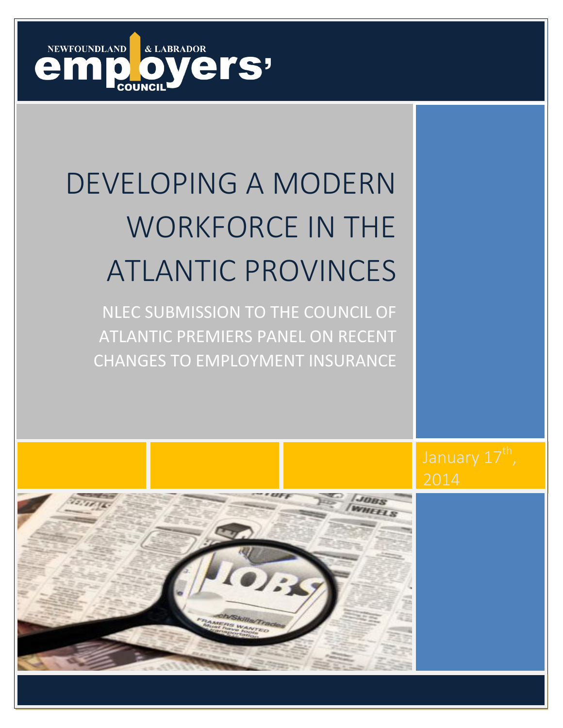NEWFOUNDLAND & LABRADOR EMPLOYERS' COUNCIL

# DEVELOPING A MODERN WORKFORCE IN THE ATLANTIC PROVINCES

## NLEC SUBMISSION TO THE COUNCIL OF ATLANTIC PREMIERS PANEL ON RECENT CHANGES TO EMPLOYMENT INSURANCE

January 17th, 2014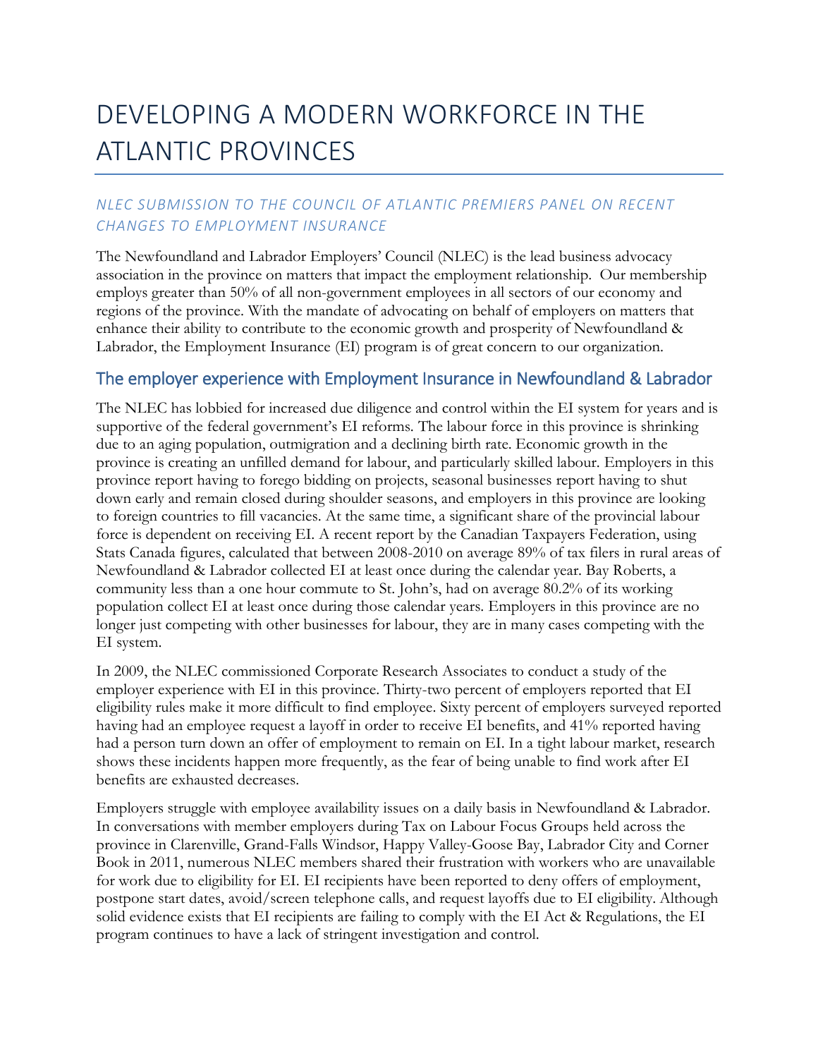# DEVELOPING A MODERN WORKFORCE IN THE ATLANTIC PROVINCES

### *NLEC SUBMISSION TO THE COUNCIL OF ATLANTIC PREMIERS PANEL ON RECENT CHANGES TO EMPLOYMENT INSURANCE*

The Newfoundland and Labrador Employers' Council (NLEC) is the lead business advocacy association in the province on matters that impact the employment relationship. Our membership employs greater than 50% of all non-government employees in all sectors of our economy and regions of the province. With the mandate of advocating on behalf of employers on matters that enhance their ability to contribute to the economic growth and prosperity of Newfoundland & Labrador, the Employment Insurance (EI) program is of great concern to our organization.

## The employer experience with Employment Insurance in Newfoundland & Labrador

The NLEC has lobbied for increased due diligence and control within the EI system for years and is supportive of the federal government's EI reforms. The labour force in this province is shrinking due to an aging population, outmigration and a declining birth rate. Economic growth in the province is creating an unfilled demand for labour, and particularly skilled labour. Employers in this province report having to forego bidding on projects, seasonal businesses report having to shut down early and remain closed during shoulder seasons, and employers in this province are looking to foreign countries to fill vacancies. At the same time, a significant share of the provincial labour force is dependent on receiving EI. A recent report by the Canadian Taxpayers Federation, using Stats Canada figures, calculated that between 2008-2010 on average 89% of tax filers in rural areas of Newfoundland & Labrador collected EI at least once during the calendar year. Bay Roberts, a community less than a one hour commute to St. John's, had on average 80.2% of its working population collect EI at least once during those calendar years. Employers in this province are no longer just competing with other businesses for labour, they are in many cases competing with the EI system.

In 2009, the NLEC commissioned Corporate Research Associates to conduct a study of the employer experience with EI in this province. Thirty-two percent of employers reported that EI eligibility rules make it more difficult to find employee. Sixty percent of employers surveyed reported having had an employee request a layoff in order to receive EI benefits, and 41% reported having had a person turn down an offer of employment to remain on EI. In a tight labour market, research shows these incidents happen more frequently, as the fear of being unable to find work after EI benefits are exhausted decreases.

Employers struggle with employee availability issues on a daily basis in Newfoundland & Labrador. In conversations with member employers during Tax on Labour Focus Groups held across the province in Clarenville, Grand-Falls Windsor, Happy Valley-Goose Bay, Labrador City and Corner Book in 2011, numerous NLEC members shared their frustration with workers who are unavailable for work due to eligibility for EI. EI recipients have been reported to deny offers of employment, postpone start dates, avoid/screen telephone calls, and request layoffs due to EI eligibility. Although solid evidence exists that EI recipients are failing to comply with the EI Act & Regulations, the EI program continues to have a lack of stringent investigation and control.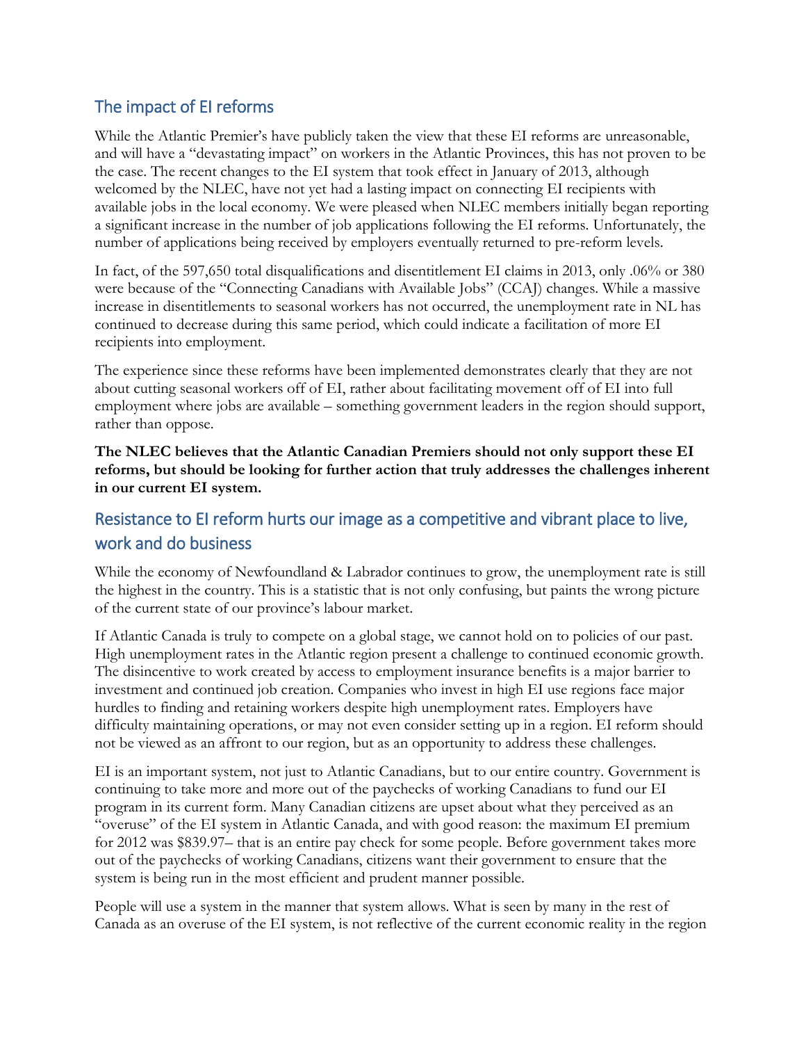## The impact of EI reforms

While the Atlantic Premier's have publicly taken the view that these EI reforms are unreasonable, and will have a "devastating impact" on workers in the Atlantic Provinces, this has not proven to be the case. The recent changes to the EI system that took effect in January of 2013, although welcomed by the NLEC, have not yet had a lasting impact on connecting EI recipients with available jobs in the local economy. We were pleased when NLEC members initially began reporting a significant increase in the number of job applications following the EI reforms. Unfortunately, the number of applications being received by employers eventually returned to pre-reform levels.

In fact, of the 597,650 total disqualifications and disentitlement EI claims in 2013, only .06% or 380 were because of the "Connecting Canadians with Available Jobs" (CCAJ) changes. While a massive increase in disentitlements to seasonal workers has not occurred, the unemployment rate in NL has continued to decrease during this same period, which could indicate a facilitation of more EI recipients into employment.

The experience since these reforms have been implemented demonstrates clearly that they are not about cutting seasonal workers off of EI, rather about facilitating movement off of EI into full employment where jobs are available – something government leaders in the region should support, rather than oppose.

**The NLEC believes that the Atlantic Canadian Premiers should not only support these EI reforms, but should be looking for further action that truly addresses the challenges inherent in our current EI system.**

## Resistance to EI reform hurts our image as a competitive and vibrant place to live, work and do business

While the economy of Newfoundland & Labrador continues to grow, the unemployment rate is still the highest in the country. This is a statistic that is not only confusing, but paints the wrong picture of the current state of our province's labour market.

If Atlantic Canada is truly to compete on a global stage, we cannot hold on to policies of our past. High unemployment rates in the Atlantic region present a challenge to continued economic growth. The disincentive to work created by access to employment insurance benefits is a major barrier to investment and continued job creation. Companies who invest in high EI use regions face major hurdles to finding and retaining workers despite high unemployment rates. Employers have difficulty maintaining operations, or may not even consider setting up in a region. EI reform should not be viewed as an affront to our region, but as an opportunity to address these challenges.

EI is an important system, not just to Atlantic Canadians, but to our entire country. Government is continuing to take more and more out of the paychecks of working Canadians to fund our EI program in its current form. Many Canadian citizens are upset about what they perceived as an "overuse" of the EI system in Atlantic Canada, and with good reason: the maximum EI premium for 2012 was $839.97– that is an entire pay check for some people. Before government takes more out of the paychecks of working Canadians, citizens want their government to ensure that the system is being run in the most efficient and prudent manner possible.

People will use a system in the manner that system allows. What is seen by many in the rest of Canada as an overuse of the EI system, is not reflective of the current economic reality in the region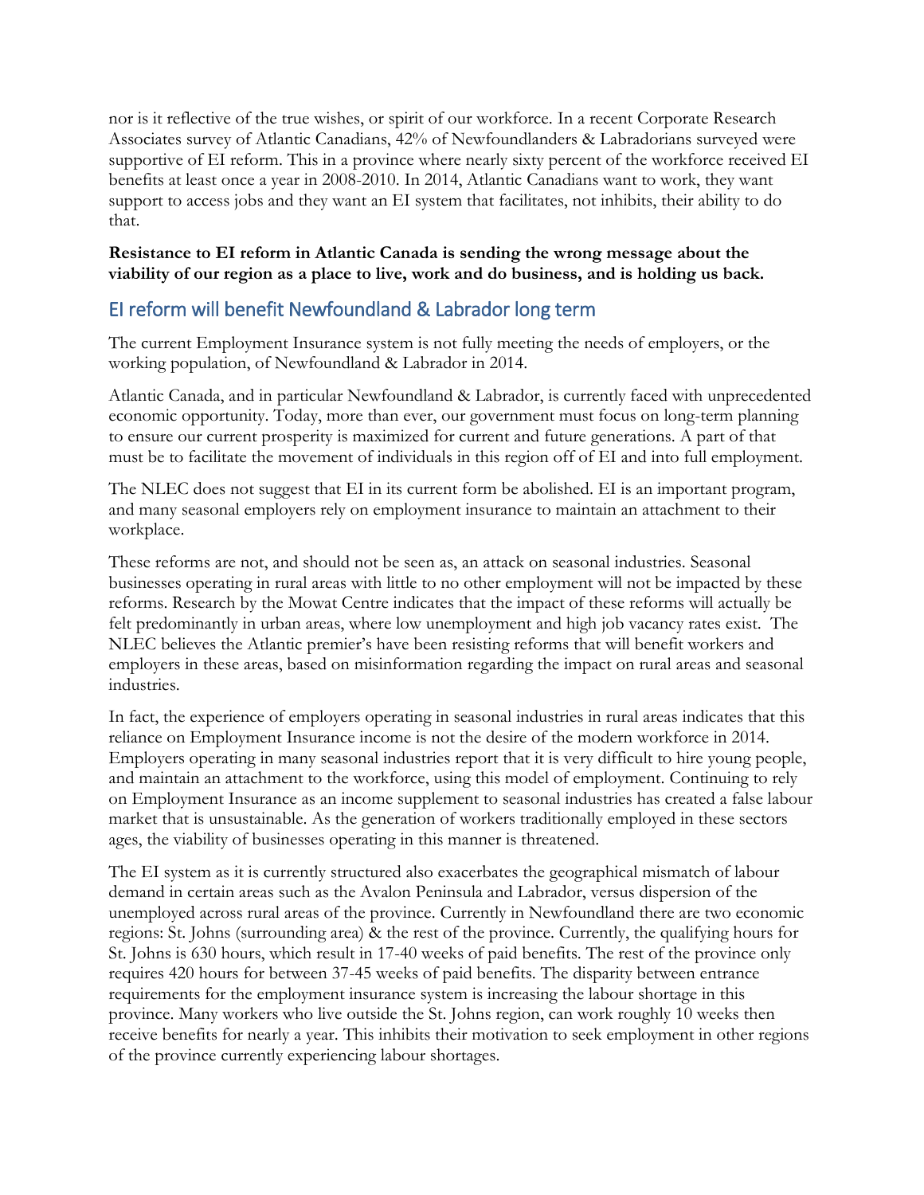nor is it reflective of the true wishes, or spirit of our workforce. In a recent Corporate Research Associates survey of Atlantic Canadians, 42% of Newfoundlanders & Labradorians surveyed were supportive of EI reform. This in a province where nearly sixty percent of the workforce received EI benefits at least once a year in 2008-2010. In 2014, Atlantic Canadians want to work, they want support to access jobs and they want an EI system that facilitates, not inhibits, their ability to do that.

**Resistance to EI reform in Atlantic Canada is sending the wrong message about the viability of our region as a place to live, work and do business, and is holding us back.**

## EI reform will benefit Newfoundland & Labrador long term

The current Employment Insurance system is not fully meeting the needs of employers, or the working population, of Newfoundland & Labrador in 2014.

Atlantic Canada, and in particular Newfoundland & Labrador, is currently faced with unprecedented economic opportunity. Today, more than ever, our government must focus on long-term planning to ensure our current prosperity is maximized for current and future generations. A part of that must be to facilitate the movement of individuals in this region off of EI and into full employment.

The NLEC does not suggest that EI in its current form be abolished. EI is an important program, and many seasonal employers rely on employment insurance to maintain an attachment to their workplace.

These reforms are not, and should not be seen as, an attack on seasonal industries. Seasonal businesses operating in rural areas with little to no other employment will not be impacted by these reforms. Research by the Mowat Centre indicates that the impact of these reforms will actually be felt predominantly in urban areas, where low unemployment and high job vacancy rates exist. The NLEC believes the Atlantic premier's have been resisting reforms that will benefit workers and employers in these areas, based on misinformation regarding the impact on rural areas and seasonal industries.

In fact, the experience of employers operating in seasonal industries in rural areas indicates that this reliance on Employment Insurance income is not the desire of the modern workforce in 2014. Employers operating in many seasonal industries report that it is very difficult to hire young people, and maintain an attachment to the workforce, using this model of employment. Continuing to rely on Employment Insurance as an income supplement to seasonal industries has created a false labour market that is unsustainable. As the generation of workers traditionally employed in these sectors ages, the viability of businesses operating in this manner is threatened.

The EI system as it is currently structured also exacerbates the geographical mismatch of labour demand in certain areas such as the Avalon Peninsula and Labrador, versus dispersion of the unemployed across rural areas of the province. Currently in Newfoundland there are two economic regions: St. Johns (surrounding area) & the rest of the province. Currently, the qualifying hours for St. Johns is 630 hours, which result in 17-40 weeks of paid benefits. The rest of the province only requires 420 hours for between 37-45 weeks of paid benefits. The disparity between entrance requirements for the employment insurance system is increasing the labour shortage in this province. Many workers who live outside the St. Johns region, can work roughly 10 weeks then receive benefits for nearly a year. This inhibits their motivation to seek employment in other regions of the province currently experiencing labour shortages.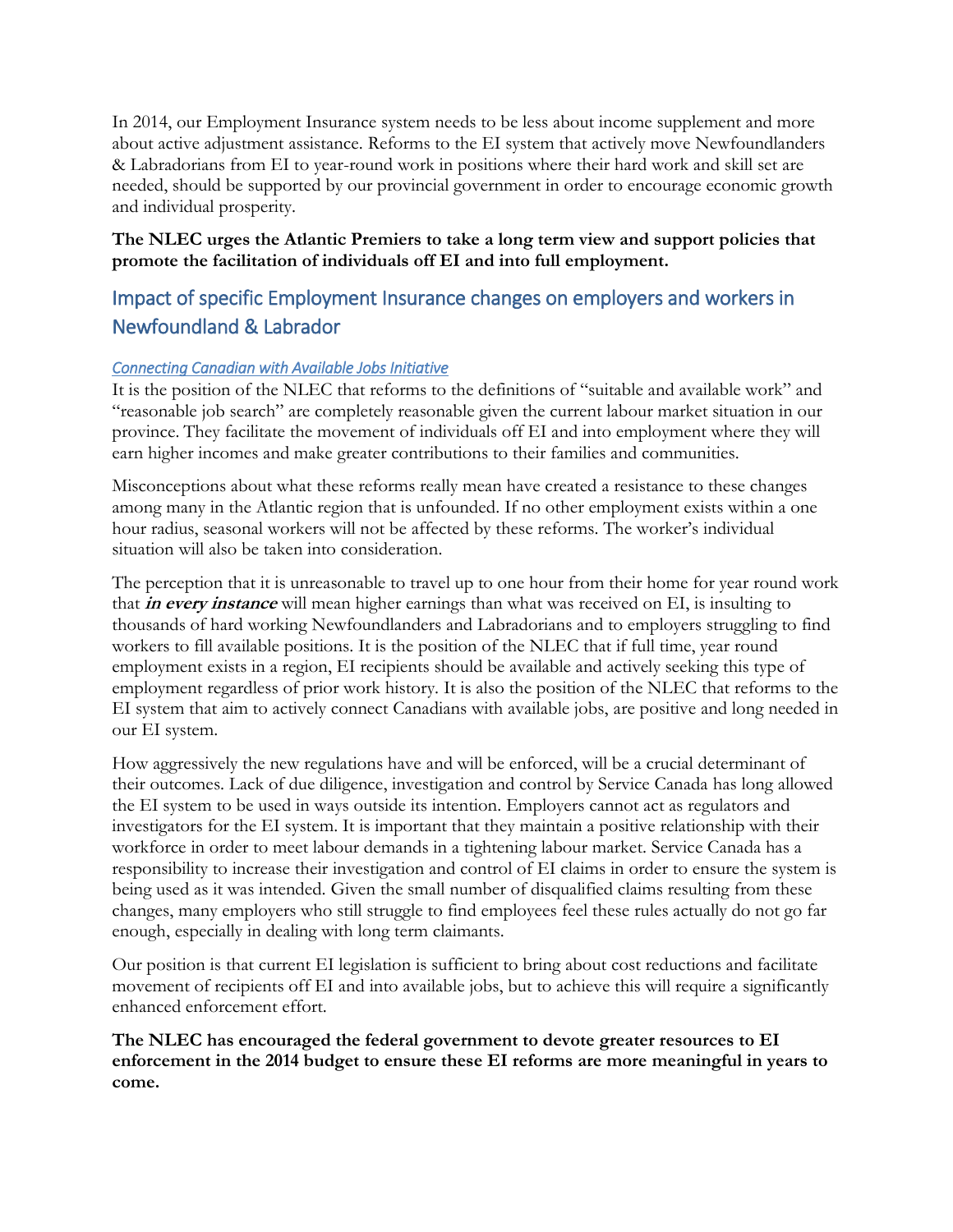In 2014, our Employment Insurance system needs to be less about income supplement and more about active adjustment assistance. Reforms to the EI system that actively move Newfoundlanders & Labradorians from EI to year-round work in positions where their hard work and skill set are needed, should be supported by our provincial government in order to encourage economic growth and individual prosperity.

**The NLEC urges the Atlantic Premiers to take a long term view and support policies that promote the facilitation of individuals off EI and into full employment.**

## Impact of specific Employment Insurance changes on employers and workers in Newfoundland & Labrador

### *Connecting Canadian with Available Jobs Initiative*

It is the position of the NLEC that reforms to the definitions of "suitable and available work" and "reasonable job search" are completely reasonable given the current labour market situation in our province. They facilitate the movement of individuals off EI and into employment where they will earn higher incomes and make greater contributions to their families and communities.

Misconceptions about what these reforms really mean have created a resistance to these changes among many in the Atlantic region that is unfounded. If no other employment exists within a one hour radius, seasonal workers will not be affected by these reforms. The worker's individual situation will also be taken into consideration.

The perception that it is unreasonable to travel up to one hour from their home for year round work that ***in every instance*** will mean higher earnings than what was received on EI, is insulting to thousands of hard working Newfoundlanders and Labradorians and to employers struggling to find workers to fill available positions. It is the position of the NLEC that if full time, year round employment exists in a region, EI recipients should be available and actively seeking this type of employment regardless of prior work history. It is also the position of the NLEC that reforms to the EI system that aim to actively connect Canadians with available jobs, are positive and long needed in our EI system.

How aggressively the new regulations have and will be enforced, will be a crucial determinant of their outcomes. Lack of due diligence, investigation and control by Service Canada has long allowed the EI system to be used in ways outside its intention. Employers cannot act as regulators and investigators for the EI system. It is important that they maintain a positive relationship with their workforce in order to meet labour demands in a tightening labour market. Service Canada has a responsibility to increase their investigation and control of EI claims in order to ensure the system is being used as it was intended. Given the small number of disqualified claims resulting from these changes, many employers who still struggle to find employees feel these rules actually do not go far enough, especially in dealing with long term claimants.

Our position is that current EI legislation is sufficient to bring about cost reductions and facilitate movement of recipients off EI and into available jobs, but to achieve this will require a significantly enhanced enforcement effort.

**The NLEC has encouraged the federal government to devote greater resources to EI enforcement in the 2014 budget to ensure these EI reforms are more meaningful in years to come.**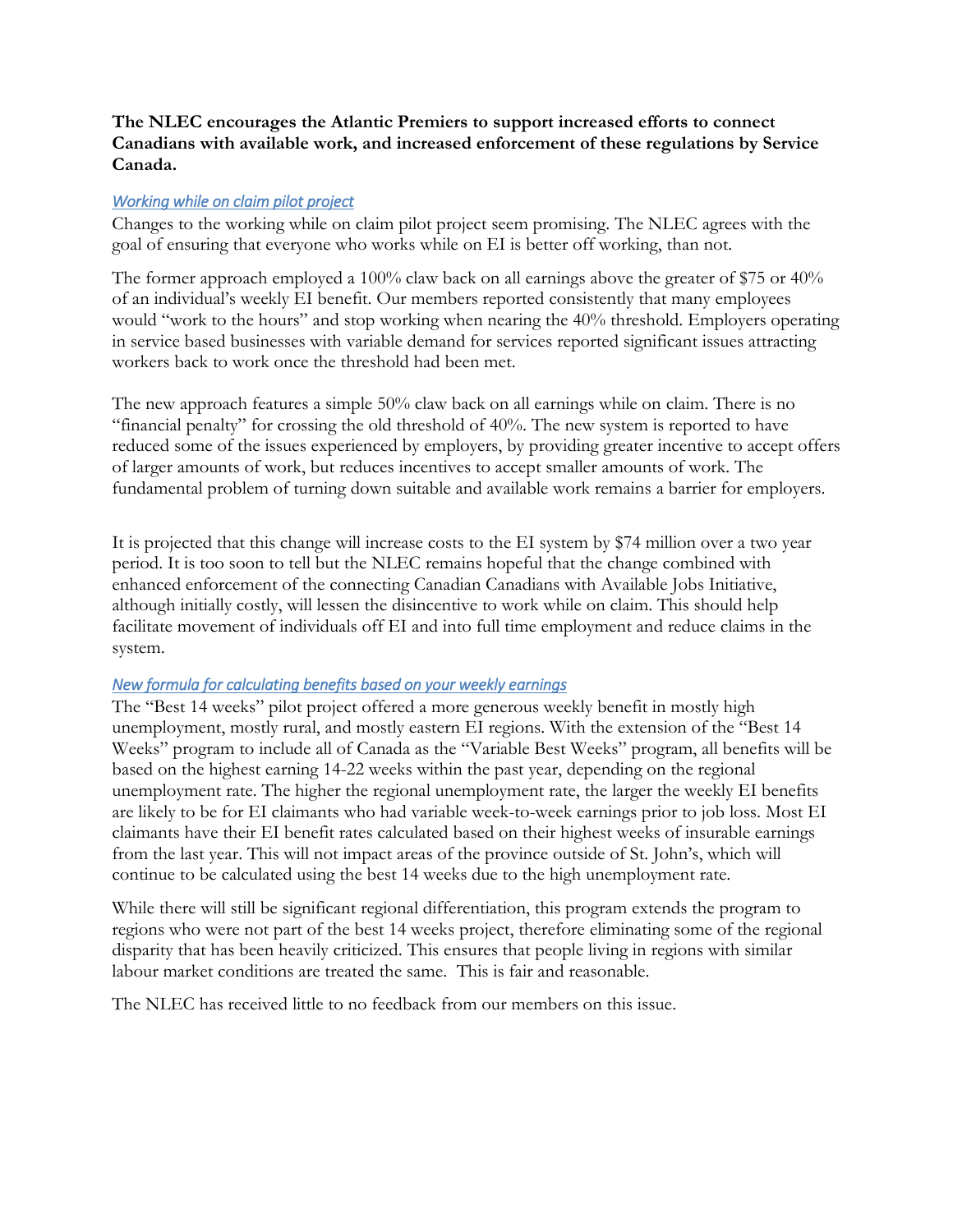**The NLEC encourages the Atlantic Premiers to support increased efforts to connect Canadians with available work, and increased enforcement of these regulations by Service Canada.**

### *Working while on claim pilot project*

Changes to the working while on claim pilot project seem promising. The NLEC agrees with the goal of ensuring that everyone who works while on EI is better off working, than not.

The former approach employed a 100% claw back on all earnings above the greater of $75 or 40% of an individual's weekly EI benefit. Our members reported consistently that many employees would "work to the hours" and stop working when nearing the 40% threshold. Employers operating in service based businesses with variable demand for services reported significant issues attracting workers back to work once the threshold had been met.

The new approach features a simple 50% claw back on all earnings while on claim. There is no "financial penalty" for crossing the old threshold of 40%. The new system is reported to have reduced some of the issues experienced by employers, by providing greater incentive to accept offers of larger amounts of work, but reduces incentives to accept smaller amounts of work. The fundamental problem of turning down suitable and available work remains a barrier for employers.

It is projected that this change will increase costs to the EI system by $74 million over a two year period. It is too soon to tell but the NLEC remains hopeful that the change combined with enhanced enforcement of the connecting Canadian Canadians with Available Jobs Initiative, although initially costly, will lessen the disincentive to work while on claim. This should help facilitate movement of individuals off EI and into full time employment and reduce claims in the system.

### *New formula for calculating benefits based on your weekly earnings*

The "Best 14 weeks" pilot project offered a more generous weekly benefit in mostly high unemployment, mostly rural, and mostly eastern EI regions. With the extension of the "Best 14 Weeks" program to include all of Canada as the "Variable Best Weeks" program, all benefits will be based on the highest earning 14-22 weeks within the past year, depending on the regional unemployment rate. The higher the regional unemployment rate, the larger the weekly EI benefits are likely to be for EI claimants who had variable week-to-week earnings prior to job loss. Most EI claimants have their EI benefit rates calculated based on their highest weeks of insurable earnings from the last year. This will not impact areas of the province outside of St. John's, which will continue to be calculated using the best 14 weeks due to the high unemployment rate.

While there will still be significant regional differentiation, this program extends the program to regions who were not part of the best 14 weeks project, therefore eliminating some of the regional disparity that has been heavily criticized. This ensures that people living in regions with similar labour market conditions are treated the same. This is fair and reasonable.

The NLEC has received little to no feedback from our members on this issue.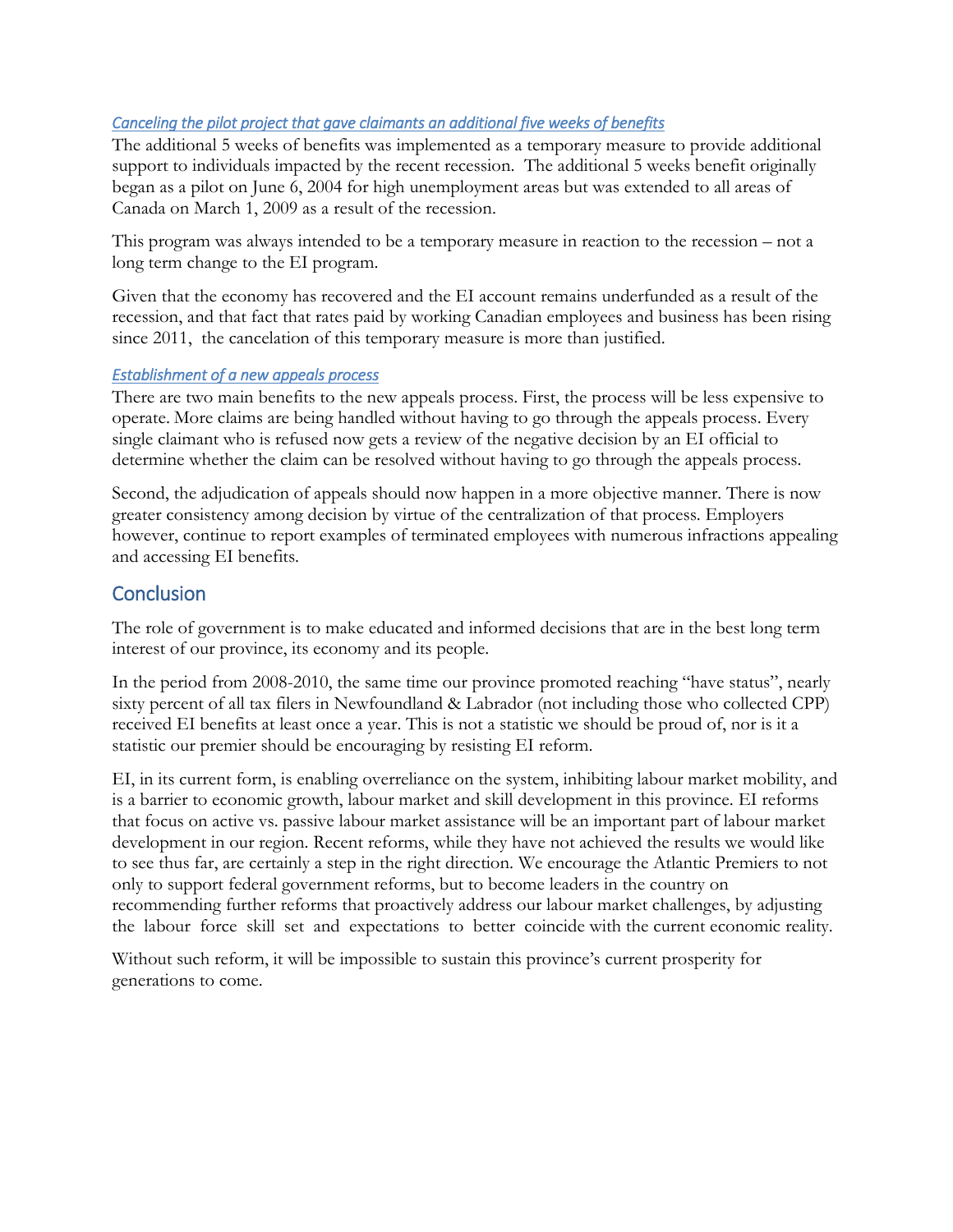### *Canceling the pilot project that gave claimants an additional five weeks of benefits*

The additional 5 weeks of benefits was implemented as a temporary measure to provide additional support to individuals impacted by the recent recession. The additional 5 weeks benefit originally began as a pilot on June 6, 2004 for high unemployment areas but was extended to all areas of Canada on March 1, 2009 as a result of the recession.

This program was always intended to be a temporary measure in reaction to the recession – not a long term change to the EI program.

Given that the economy has recovered and the EI account remains underfunded as a result of the recession, and that fact that rates paid by working Canadian employees and business has been rising since 2011, the cancelation of this temporary measure is more than justified.

### *Establishment of a new appeals process*

There are two main benefits to the new appeals process. First, the process will be less expensive to operate. More claims are being handled without having to go through the appeals process. Every single claimant who is refused now gets a review of the negative decision by an EI official to determine whether the claim can be resolved without having to go through the appeals process.

Second, the adjudication of appeals should now happen in a more objective manner. There is now greater consistency among decision by virtue of the centralization of that process. Employers however, continue to report examples of terminated employees with numerous infractions appealing and accessing EI benefits.

## Conclusion

The role of government is to make educated and informed decisions that are in the best long term interest of our province, its economy and its people.

In the period from 2008-2010, the same time our province promoted reaching "have status", nearly sixty percent of all tax filers in Newfoundland & Labrador (not including those who collected CPP) received EI benefits at least once a year. This is not a statistic we should be proud of, nor is it a statistic our premier should be encouraging by resisting EI reform.

EI, in its current form, is enabling overreliance on the system, inhibiting labour market mobility, and is a barrier to economic growth, labour market and skill development in this province. EI reforms that focus on active vs. passive labour market assistance will be an important part of labour market development in our region. Recent reforms, while they have not achieved the results we would like to see thus far, are certainly a step in the right direction. We encourage the Atlantic Premiers to not only to support federal government reforms, but to become leaders in the country on recommending further reforms that proactively address our labour market challenges, by adjusting the labour force skill set and expectations to better coincide with the current economic reality.

Without such reform, it will be impossible to sustain this province's current prosperity for generations to come.